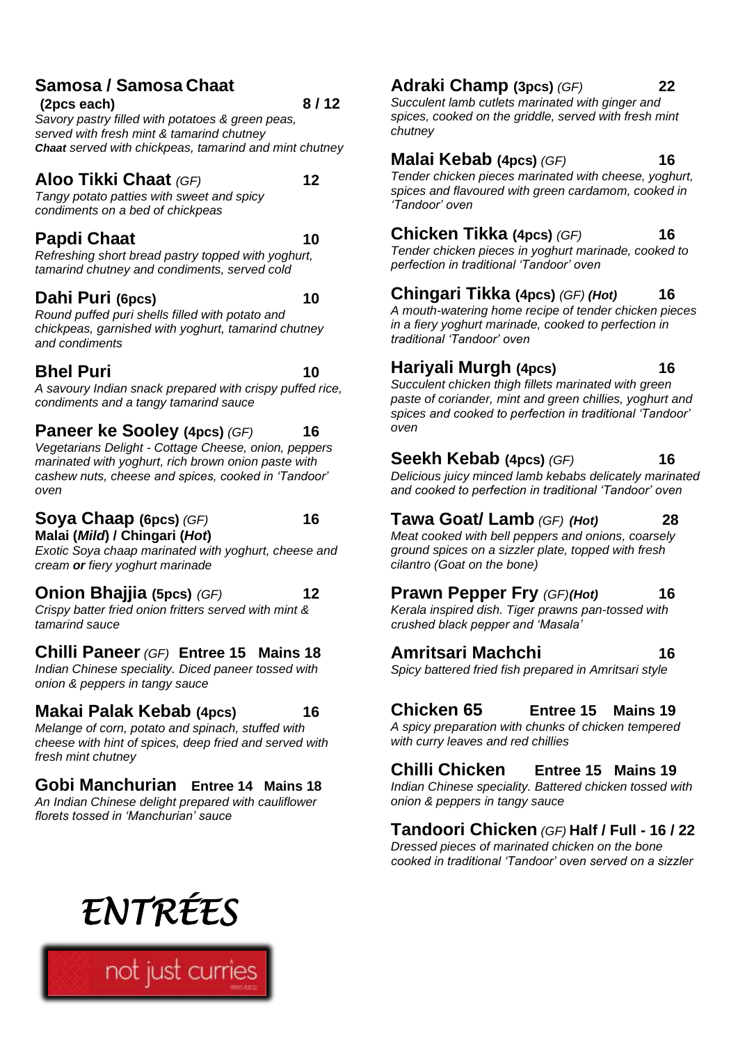# ENTRÉES

not just curries

### Samosa / Samosa Chaat
**(2pcs each)** **8 / 12**

*Savory pastry filled with potatoes & green peas, served with fresh mint & tamarind chutney*
***Chaat** served with chickpeas, tamarind and mint chutney*

### Aloo Tikki Chaat *(GF)* **12**
*Tangy potato patties with sweet and spicy condiments on a bed of chickpeas*

### Papdi Chaat **10**
*Refreshing short bread pastry topped with yoghurt, tamarind chutney and condiments, served cold*

### Dahi Puri (6pcs) **10**
*Round puffed puri shells filled with potato and chickpeas, garnished with yoghurt, tamarind chutney and condiments*

### Bhel Puri **10**
*A savoury Indian snack prepared with crispy puffed rice, condiments and a tangy tamarind sauce*

### Paneer ke Sooley (4pcs) *(GF)* **16**
*Vegetarians Delight - Cottage Cheese, onion, peppers marinated with yoghurt, rich brown onion paste with cashew nuts, cheese and spices, cooked in 'Tandoor' oven*

### Soya Chaap (6pcs) *(GF)* **16**
**Malai (*Mild*) / Chingari (*Hot*)**

*Exotic Soya chaap marinated with yoghurt, cheese and cream **or** fiery yoghurt marinade*

### Onion Bhajjia (5pcs) *(GF)* **12**
*Crispy batter fried onion fritters served with mint & tamarind sauce*

### Chilli Paneer *(GF)* Entree 15 Mains 18
*Indian Chinese speciality. Diced paneer tossed with onion & peppers in tangy sauce*

### Makai Palak Kebab (4pcs) **16**
*Melange of corn, potato and spinach, stuffed with cheese with hint of spices, deep fried and served with fresh mint chutney*

### Gobi Manchurian Entree 14 Mains 18
*An Indian Chinese delight prepared with cauliflower florets tossed in 'Manchurian' sauce*

### Adraki Champ (3pcs) *(GF)* **22**
*Succulent lamb cutlets marinated with ginger and spices, cooked on the griddle, served with fresh mint chutney*

### Malai Kebab (4pcs) *(GF)* **16**
*Tender chicken pieces marinated with cheese, yoghurt, spices and flavoured with green cardamom, cooked in 'Tandoor' oven*

### Chicken Tikka (4pcs) *(GF)* **16**
*Tender chicken pieces in yoghurt marinade, cooked to perfection in traditional 'Tandoor' oven*

### Chingari Tikka (4pcs) *(GF)* ***(Hot)*** **16**
*A mouth-watering home recipe of tender chicken pieces in a fiery yoghurt marinade, cooked to perfection in traditional 'Tandoor' oven*

### Hariyali Murgh (4pcs) **16**
*Succulent chicken thigh fillets marinated with green paste of coriander, mint and green chillies, yoghurt and spices and cooked to perfection in traditional 'Tandoor' oven*

### Seekh Kebab (4pcs) *(GF)* **16**
*Delicious juicy minced lamb kebabs delicately marinated and cooked to perfection in traditional 'Tandoor' oven*

### Tawa Goat/ Lamb *(GF)* ***(Hot)*** **28**
*Meat cooked with bell peppers and onions, coarsely ground spices on a sizzler plate, topped with fresh cilantro (Goat on the bone)*

### Prawn Pepper Fry *(GF)* ***(Hot)*** **16**
*Kerala inspired dish. Tiger prawns pan-tossed with crushed black pepper and 'Masala'*

### Amritsari Machchi **16**
*Spicy battered fried fish prepared in Amritsari style*

### Chicken 65 Entree 15 Mains 19
*A spicy preparation with chunks of chicken tempered with curry leaves and red chillies*

### Chilli Chicken Entree 15 Mains 19
*Indian Chinese speciality. Battered chicken tossed with onion & peppers in tangy sauce*

### Tandoori Chicken *(GF)* Half / Full - 16 / 22
*Dressed pieces of marinated chicken on the bone cooked in traditional 'Tandoor' oven served on a sizzler*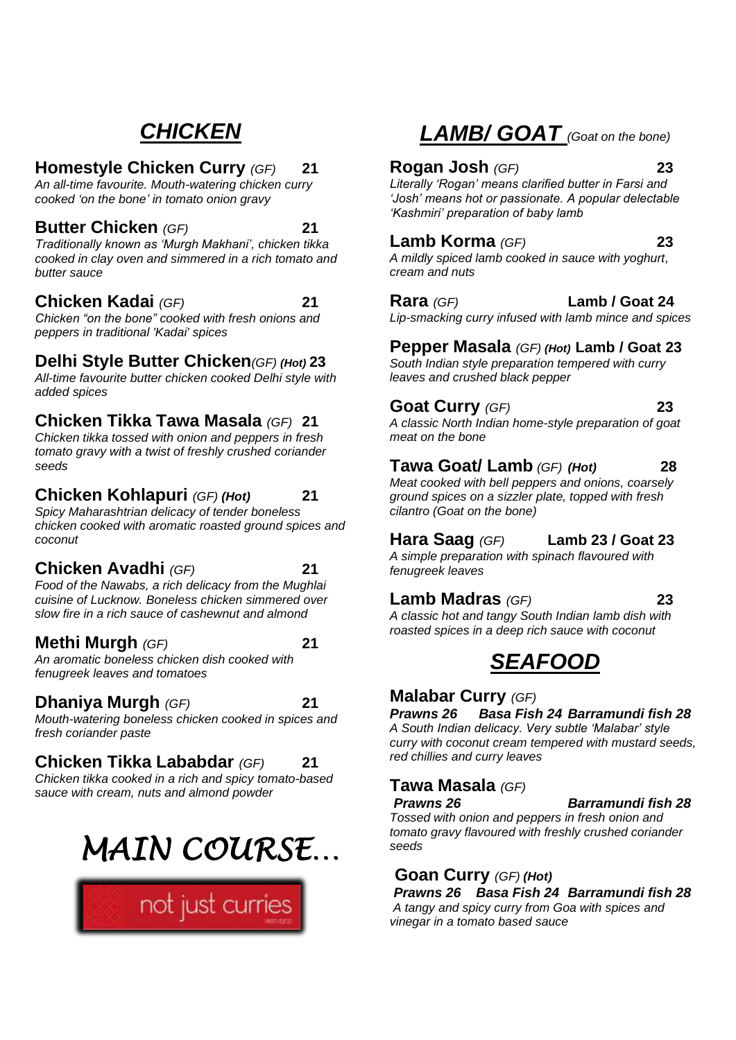## *CHICKEN*

**Homestyle Chicken Curry** *(GF)* **21**
*An all-time favourite. Mouth-watering chicken curry cooked 'on the bone' in tomato onion gravy*

**Butter Chicken** *(GF)* **21**
*Traditionally known as 'Murgh Makhani', chicken tikka cooked in clay oven and simmered in a rich tomato and butter sauce*

**Chicken Kadai** *(GF)* **21**
*Chicken "on the bone" cooked with fresh onions and peppers in traditional 'Kadai' spices*

**Delhi Style Butter Chicken** *(GF)* ***(Hot)*** **23**
*All-time favourite butter chicken cooked Delhi style with added spices*

**Chicken Tikka Tawa Masala** *(GF)* **21**
*Chicken tikka tossed with onion and peppers in fresh tomato gravy with a twist of freshly crushed coriander seeds*

**Chicken Kohlapuri** *(GF)* ***(Hot)*** **21**
*Spicy Maharashtrian delicacy of tender boneless chicken cooked with aromatic roasted ground spices and coconut*

**Chicken Avadhi** *(GF)* **21**
*Food of the Nawabs, a rich delicacy from the Mughlai cuisine of Lucknow. Boneless chicken simmered over slow fire in a rich sauce of cashewnut and almond*

**Methi Murgh** *(GF)* **21**
*An aromatic boneless chicken dish cooked with fenugreek leaves and tomatoes*

**Dhaniya Murgh** *(GF)* **21**
*Mouth-watering boneless chicken cooked in spices and fresh coriander paste*

**Chicken Tikka Lababdar** *(GF)* **21**
*Chicken tikka cooked in a rich and spicy tomato-based sauce with cream, nuts and almond powder*

# *MAIN COURSE…*

not just curries

## *LAMB/ GOAT* *(Goat on the bone)*

**Rogan Josh** *(GF)* **23**
*Literally 'Rogan' means clarified butter in Farsi and 'Josh' means hot or passionate. A popular delectable 'Kashmiri' preparation of baby lamb*

**Lamb Korma** *(GF)* **23**
*A mildly spiced lamb cooked in sauce with yoghurt, cream and nuts*

**Rara** *(GF)* **Lamb / Goat 24**
*Lip-smacking curry infused with lamb mince and spices*

**Pepper Masala** *(GF)* ***(Hot)*** **Lamb / Goat 23**
*South Indian style preparation tempered with curry leaves and crushed black pepper*

**Goat Curry** *(GF)* **23**
*A classic North Indian home-style preparation of goat meat on the bone*

**Tawa Goat/ Lamb** *(GF)* ***(Hot)*** **28**
*Meat cooked with bell peppers and onions, coarsely ground spices on a sizzler plate, topped with fresh cilantro (Goat on the bone)*

**Hara Saag** *(GF)* **Lamb 23 / Goat 23**
*A simple preparation with spinach flavoured with fenugreek leaves*

**Lamb Madras** *(GF)* **23**
*A classic hot and tangy South Indian lamb dish with roasted spices in a deep rich sauce with coconut*

## *SEAFOOD*

**Malabar Curry** *(GF)*
***Prawns 26 Basa Fish 24 Barramundi fish 28***
*A South Indian delicacy. Very subtle 'Malabar' style curry with coconut cream tempered with mustard seeds, red chillies and curry leaves*

**Tawa Masala** *(GF)*
***Prawns 26 Barramundi fish 28***
*Tossed with onion and peppers in fresh onion and tomato gravy flavoured with freshly crushed coriander seeds*

**Goan Curry** *(GF)* ***(Hot)***
***Prawns 26 Basa Fish 24 Barramundi fish 28***
*A tangy and spicy curry from Goa with spices and vinegar in a tomato based sauce*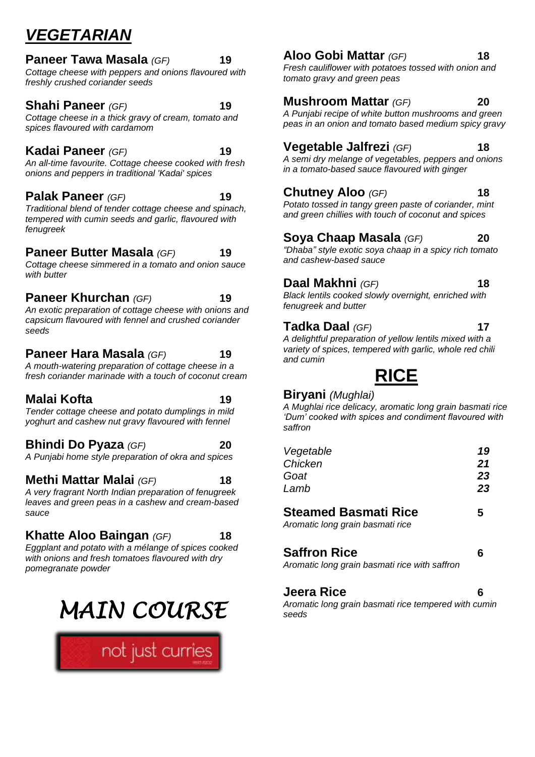## *VEGETARIAN*

**Paneer Tawa Masala** *(GF)* **19**
*Cottage cheese with peppers and onions flavoured with freshly crushed coriander seeds*

**Shahi Paneer** *(GF)* **19**
*Cottage cheese in a thick gravy of cream, tomato and spices flavoured with cardamom*

**Kadai Paneer** *(GF)* **19**
*An all-time favourite. Cottage cheese cooked with fresh onions and peppers in traditional 'Kadai' spices*

**Palak Paneer** *(GF)* **19**
*Traditional blend of tender cottage cheese and spinach, tempered with cumin seeds and garlic, flavoured with fenugreek*

**Paneer Butter Masala** *(GF)* **19**
*Cottage cheese simmered in a tomato and onion sauce with butter*

**Paneer Khurchan** *(GF)* **19**
*An exotic preparation of cottage cheese with onions and capsicum flavoured with fennel and crushed coriander seeds*

**Paneer Hara Masala** *(GF)* **19**
*A mouth-watering preparation of cottage cheese in a fresh coriander marinade with a touch of coconut cream*

**Malai Kofta** **19**
*Tender cottage cheese and potato dumplings in mild yoghurt and cashew nut gravy flavoured with fennel*

**Bhindi Do Pyaza** *(GF)* **20**
*A Punjabi home style preparation of okra and spices*

**Methi Mattar Malai** *(GF)* **18**
*A very fragrant North Indian preparation of fenugreek leaves and green peas in a cashew and cream-based sauce*

**Khatte Aloo Baingan** *(GF)* **18**
*Eggplant and potato with a mélange of spices cooked with onions and fresh tomatoes flavoured with dry pomegranate powder*

**Aloo Gobi Mattar** *(GF)* **18**
*Fresh cauliflower with potatoes tossed with onion and tomato gravy and green peas*

**Mushroom Mattar** *(GF)* **20**
*A Punjabi recipe of white button mushrooms and green peas in an onion and tomato based medium spicy gravy*

**Vegetable Jalfrezi** *(GF)* **18**
*A semi dry melange of vegetables, peppers and onions in a tomato-based sauce flavoured with ginger*

**Chutney Aloo** *(GF)* **18**
*Potato tossed in tangy green paste of coriander, mint and green chillies with touch of coconut and spices*

**Soya Chaap Masala** *(GF)* **20**
*"Dhaba" style exotic soya chaap in a spicy rich tomato and cashew-based sauce*

**Daal Makhni** *(GF)* **18**
*Black lentils cooked slowly overnight, enriched with fenugreek and butter*

**Tadka Daal** *(GF)* **17**
*A delightful preparation of yellow lentils mixed with a variety of spices, tempered with garlic, whole red chili and cumin*

## RICE

**Biryani** *(Mughlai)*
*A Mughlai rice delicacy, aromatic long grain basmati rice 'Dum' cooked with spices and condiment flavoured with saffron*

| | |
|---|---|
| *Vegetable* | ***19*** |
| *Chicken* | ***21*** |
| *Goat* | ***23*** |
| *Lamb* | ***23*** |

**Steamed Basmati Rice** **5**
*Aromatic long grain basmati rice*

**Saffron Rice** **6**
*Aromatic long grain basmati rice with saffron*

**Jeera Rice** **6**
*Aromatic long grain basmati rice tempered with cumin seeds*

# *MAIN COURSE*

not just curries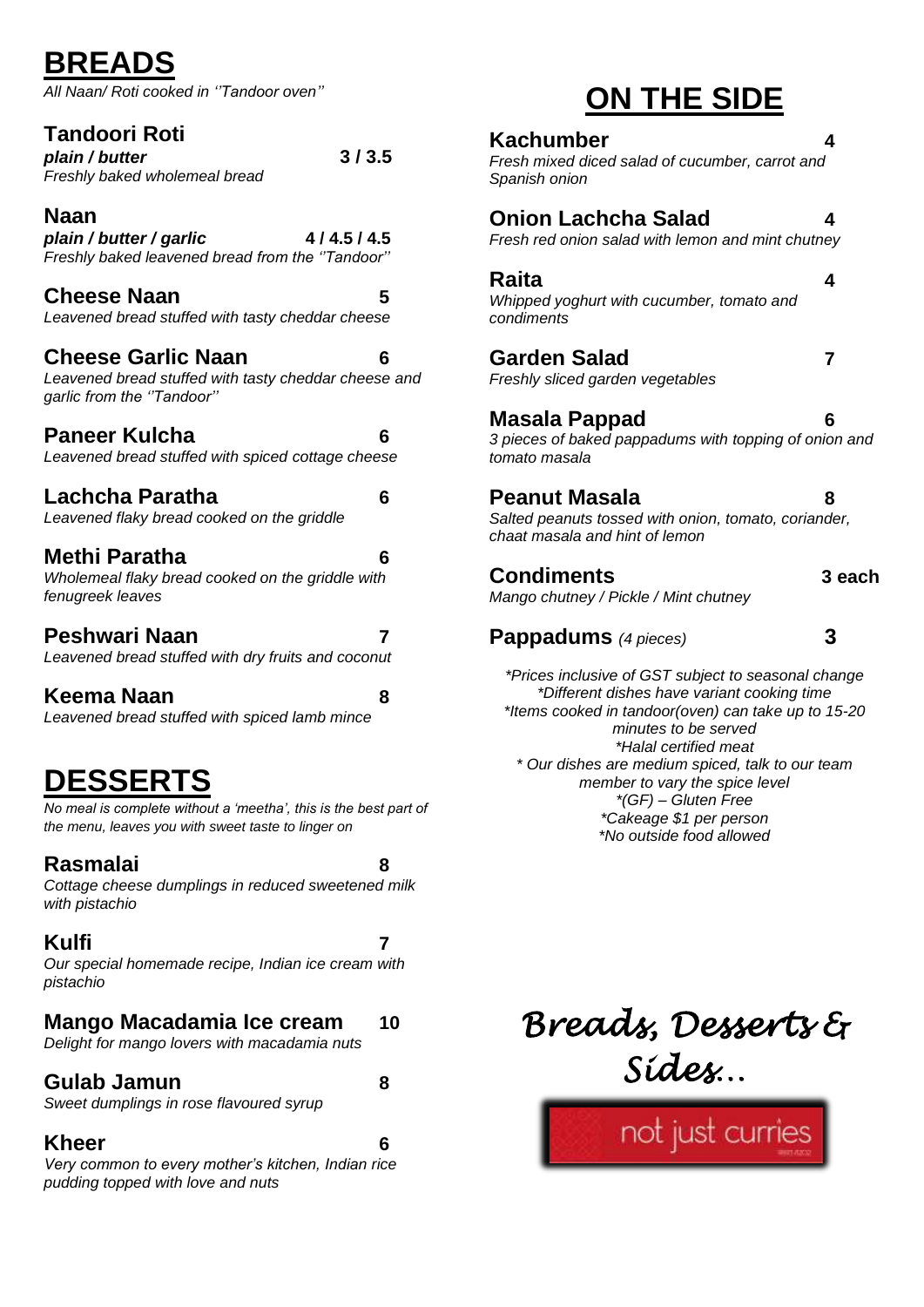# BREADS

*All Naan/ Roti cooked in ''Tandoor oven''*

### Tandoori Roti
***plain / butter*** **3 / 3.5**
*Freshly baked wholemeal bread*

### Naan
***plain / butter / garlic*** **4 / 4.5 / 4.5**
*Freshly baked leavened bread from the ''Tandoor''*

### Cheese Naan — 5
*Leavened bread stuffed with tasty cheddar cheese*

### Cheese Garlic Naan — 6
*Leavened bread stuffed with tasty cheddar cheese and garlic from the ''Tandoor''*

### Paneer Kulcha — 6
*Leavened bread stuffed with spiced cottage cheese*

### Lachcha Paratha — 6
*Leavened flaky bread cooked on the griddle*

### Methi Paratha — 6
*Wholemeal flaky bread cooked on the griddle with fenugreek leaves*

### Peshwari Naan — 7
*Leavened bread stuffed with dry fruits and coconut*

### Keema Naan — 8
*Leavened bread stuffed with spiced lamb mince*

# DESSERTS

*No meal is complete without a 'meetha', this is the best part of the menu, leaves you with sweet taste to linger on*

### Rasmalai — 8
*Cottage cheese dumplings in reduced sweetened milk with pistachio*

### Kulfi — 7
*Our special homemade recipe, Indian ice cream with pistachio*

### Mango Macadamia Ice cream — 10
*Delight for mango lovers with macadamia nuts*

### Gulab Jamun — 8
*Sweet dumplings in rose flavoured syrup*

### Kheer — 6
*Very common to every mother's kitchen, Indian rice pudding topped with love and nuts*

# ON THE SIDE

### Kachumber — 4
*Fresh mixed diced salad of cucumber, carrot and Spanish onion*

### Onion Lachcha Salad — 4
*Fresh red onion salad with lemon and mint chutney*

### Raita — 4
*Whipped yoghurt with cucumber, tomato and condiments*

### Garden Salad — 7
*Freshly sliced garden vegetables*

### Masala Pappad — 6
*3 pieces of baked pappadums with topping of onion and tomato masala*

### Peanut Masala — 8
*Salted peanuts tossed with onion, tomato, coriander, chaat masala and hint of lemon*

### Condiments — 3 each
*Mango chutney / Pickle / Mint chutney*

### Pappadums *(4 pieces)* — 3

*\*Prices inclusive of GST subject to seasonal change*
*\*Different dishes have variant cooking time*
*\*Items cooked in tandoor(oven) can take up to 15-20 minutes to be served*
*\*Halal certified meat*
*\* Our dishes are medium spiced, talk to our team member to vary the spice level*
*\*(GF) – Gluten Free*
*\*Cakeage $1 per person*
*\*No outside food allowed*

*Breads, Desserts & Sides…*

not just curries